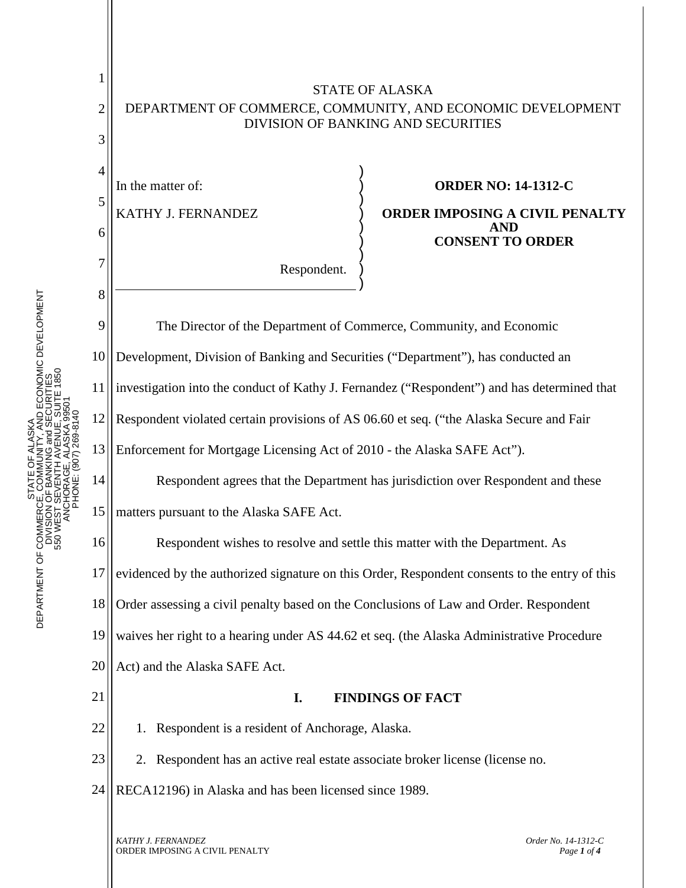STATE OF ALASKA
DEPARTMENT OF COMMERCE, COMMUNITY, AND ECONOMIC DEVELOPMENT
DIVISION OF BANKING AND SECURITIES

In the matter of:

KATHY J. FERNANDEZ

Respondent.

**ORDER NO: 14-1312-C**

**ORDER IMPOSING A CIVIL PENALTY AND CONSENT TO ORDER**

The Director of the Department of Commerce, Community, and Economic Development, Division of Banking and Securities ("Department"), has conducted an investigation into the conduct of Kathy J. Fernandez ("Respondent") and has determined that Respondent violated certain provisions of AS 06.60 et seq. ("the Alaska Secure and Fair Enforcement for Mortgage Licensing Act of 2010 - the Alaska SAFE Act").

Respondent agrees that the Department has jurisdiction over Respondent and these matters pursuant to the Alaska SAFE Act.

Respondent wishes to resolve and settle this matter with the Department. As evidenced by the authorized signature on this Order, Respondent consents to the entry of this Order assessing a civil penalty based on the Conclusions of Law and Order. Respondent waives her right to a hearing under AS 44.62 et seq. (the Alaska Administrative Procedure Act) and the Alaska SAFE Act.

## I. FINDINGS OF FACT

1. Respondent is a resident of Anchorage, Alaska.
2. Respondent has an active real estate associate broker license (license no. RECA12196) in Alaska and has been licensed since 1989.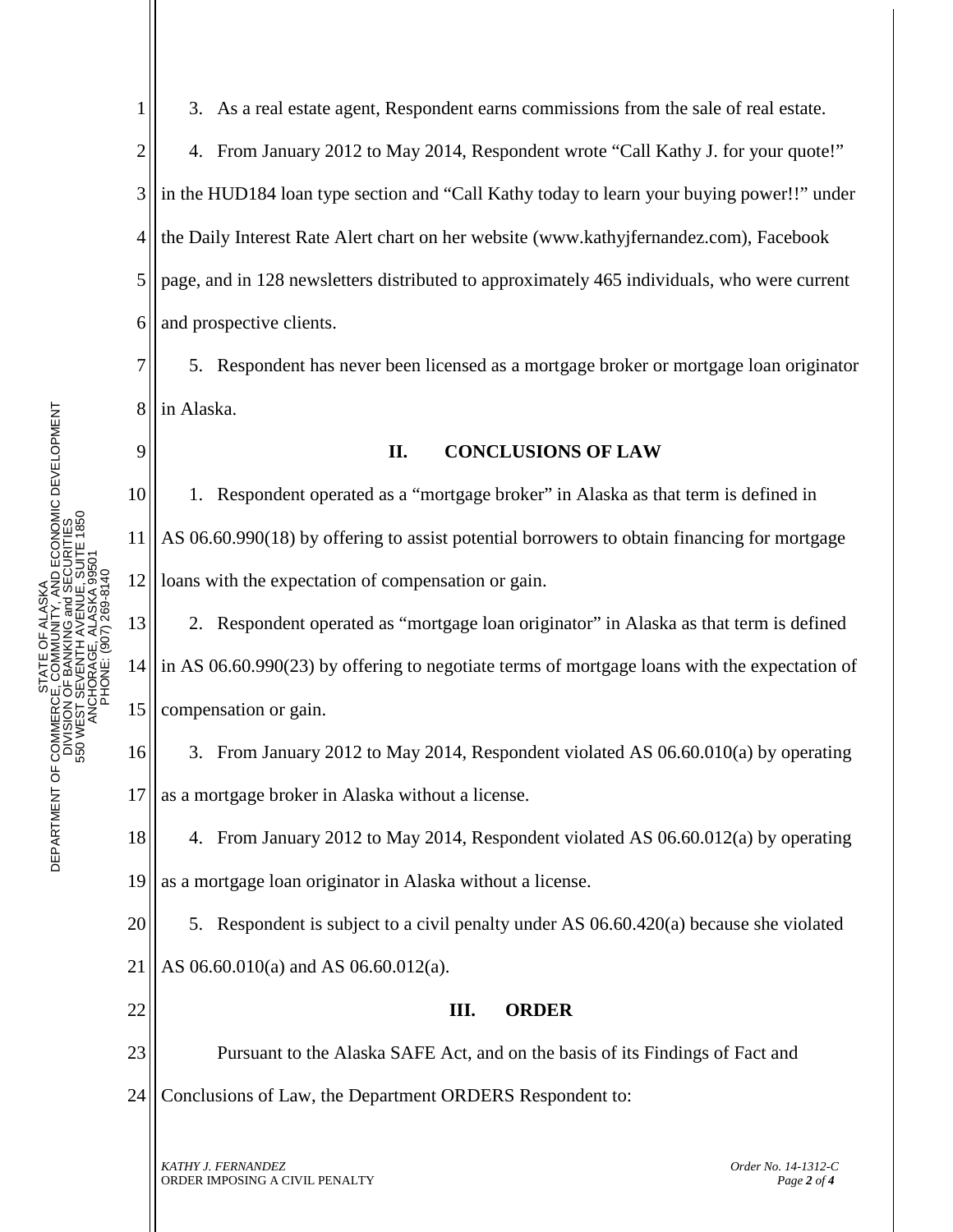3. As a real estate agent, Respondent earns commissions from the sale of real estate.

4. From January 2012 to May 2014, Respondent wrote "Call Kathy J. for your quote!" in the HUD184 loan type section and "Call Kathy today to learn your buying power!!" under the Daily Interest Rate Alert chart on her website (www.kathyjfernandez.com), Facebook page, and in 128 newsletters distributed to approximately 465 individuals, who were current and prospective clients.

5. Respondent has never been licensed as a mortgage broker or mortgage loan originator in Alaska.

## II. CONCLUSIONS OF LAW

1. Respondent operated as a "mortgage broker" in Alaska as that term is defined in AS 06.60.990(18) by offering to assist potential borrowers to obtain financing for mortgage loans with the expectation of compensation or gain.

2. Respondent operated as "mortgage loan originator" in Alaska as that term is defined in AS 06.60.990(23) by offering to negotiate terms of mortgage loans with the expectation of compensation or gain.

3. From January 2012 to May 2014, Respondent violated AS 06.60.010(a) by operating as a mortgage broker in Alaska without a license.

4. From January 2012 to May 2014, Respondent violated AS 06.60.012(a) by operating as a mortgage loan originator in Alaska without a license.

5. Respondent is subject to a civil penalty under AS 06.60.420(a) because she violated AS 06.60.010(a) and AS 06.60.012(a).

## III. ORDER

Pursuant to the Alaska SAFE Act, and on the basis of its Findings of Fact and Conclusions of Law, the Department ORDERS Respondent to: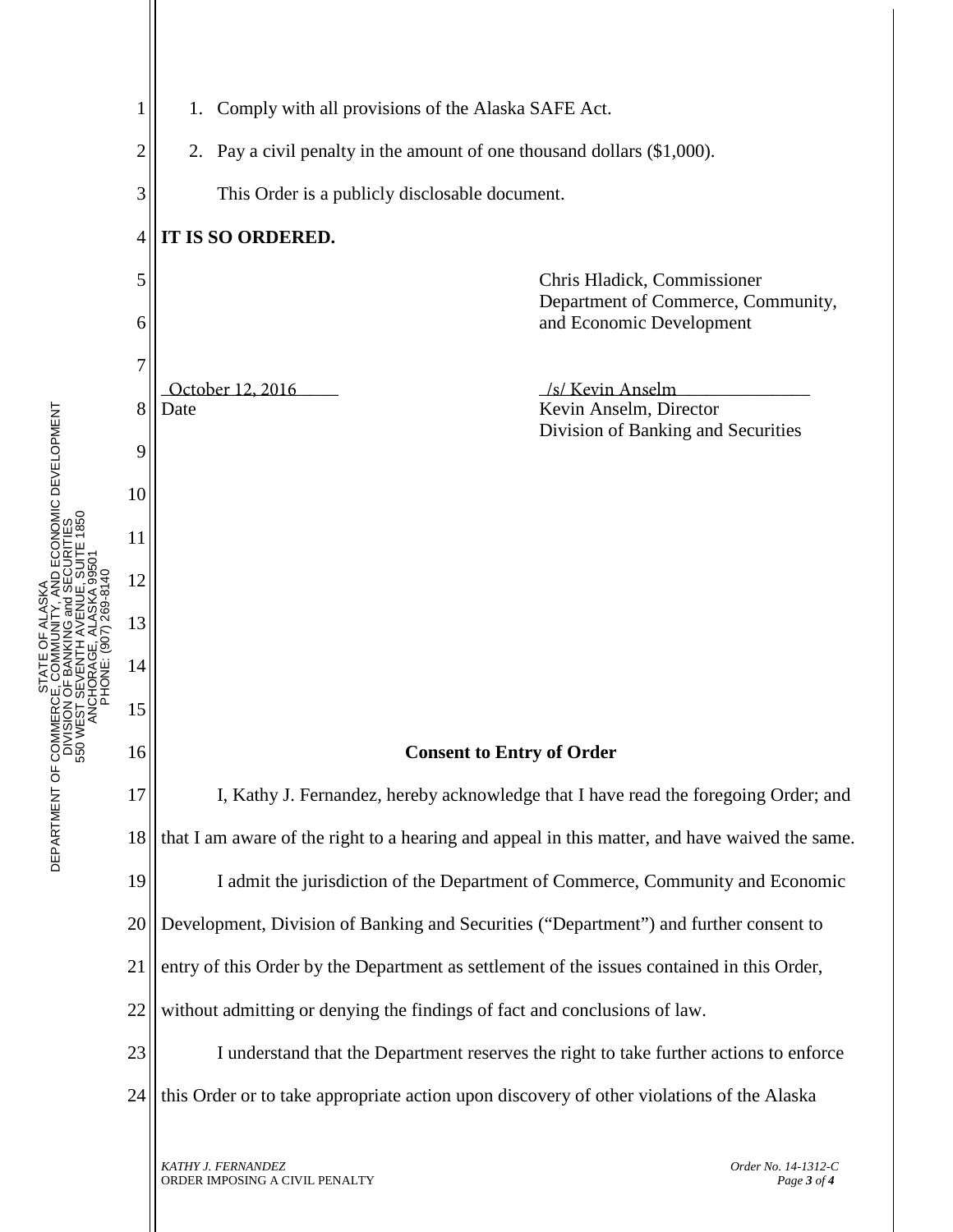1. Comply with all provisions of the Alaska SAFE Act.
2. Pay a civil penalty in the amount of one thousand dollars ($1,000).

This Order is a publicly disclosable document.

**IT IS SO ORDERED.**

Chris Hladick, Commissioner
Department of Commerce, Community, and Economic Development

October 12, 2016
Date

/s/ Kevin Anselm
Kevin Anselm, Director
Division of Banking and Securities

**Consent to Entry of Order**

I, Kathy J. Fernandez, hereby acknowledge that I have read the foregoing Order; and that I am aware of the right to a hearing and appeal in this matter, and have waived the same.

I admit the jurisdiction of the Department of Commerce, Community and Economic Development, Division of Banking and Securities ("Department") and further consent to entry of this Order by the Department as settlement of the issues contained in this Order, without admitting or denying the findings of fact and conclusions of law.

I understand that the Department reserves the right to take further actions to enforce this Order or to take appropriate action upon discovery of other violations of the Alaska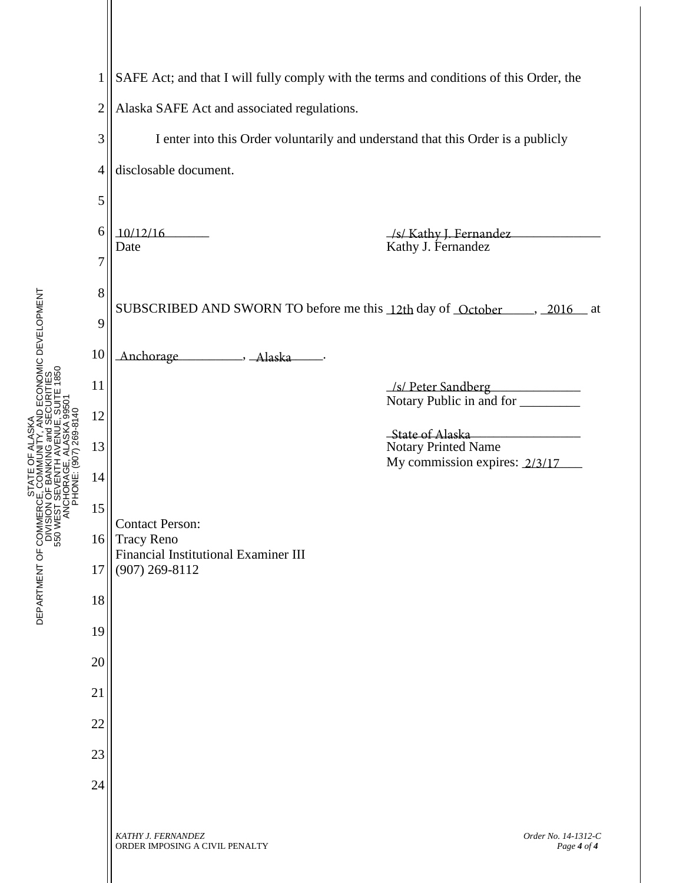SAFE Act; and that I will fully comply with the terms and conditions of this Order, the Alaska SAFE Act and associated regulations.

I enter into this Order voluntarily and understand that this Order is a publicly disclosable document.

10/12/16
Date

/s/ Kathy J. Fernandez
Kathy J. Fernandez

SUBSCRIBED AND SWORN TO before me this 12th day of October, 2016 at Anchorage, Alaska.

/s/ Peter Sandberg
Notary Public in and for ________

State of Alaska
Notary Printed Name
My commission expires: 2/3/17

Contact Person:
Tracy Reno
Financial Institutional Examiner III
(907) 269-8112